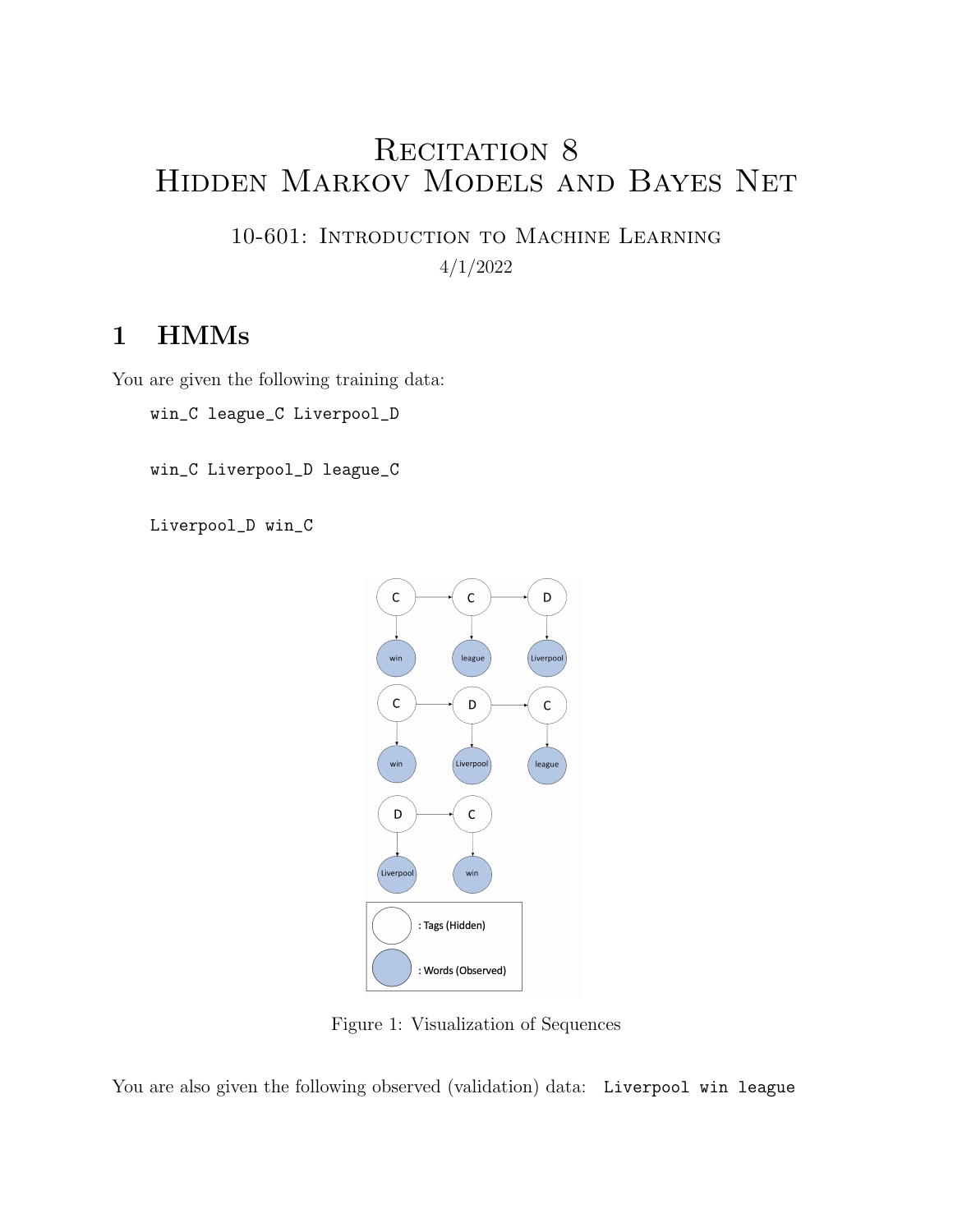# Recitation 8
# Hidden Markov Models and Bayes Net

10-601: Introduction to Machine Learning

4/1/2022

## 1 HMMs

You are given the following training data:

```
win_C league_C Liverpool_D

win_C Liverpool_D league_C

Liverpool_D win_C
```

Figure 1: Visualization of Sequences

You are also given the following observed (validation) data: `Liverpool win league`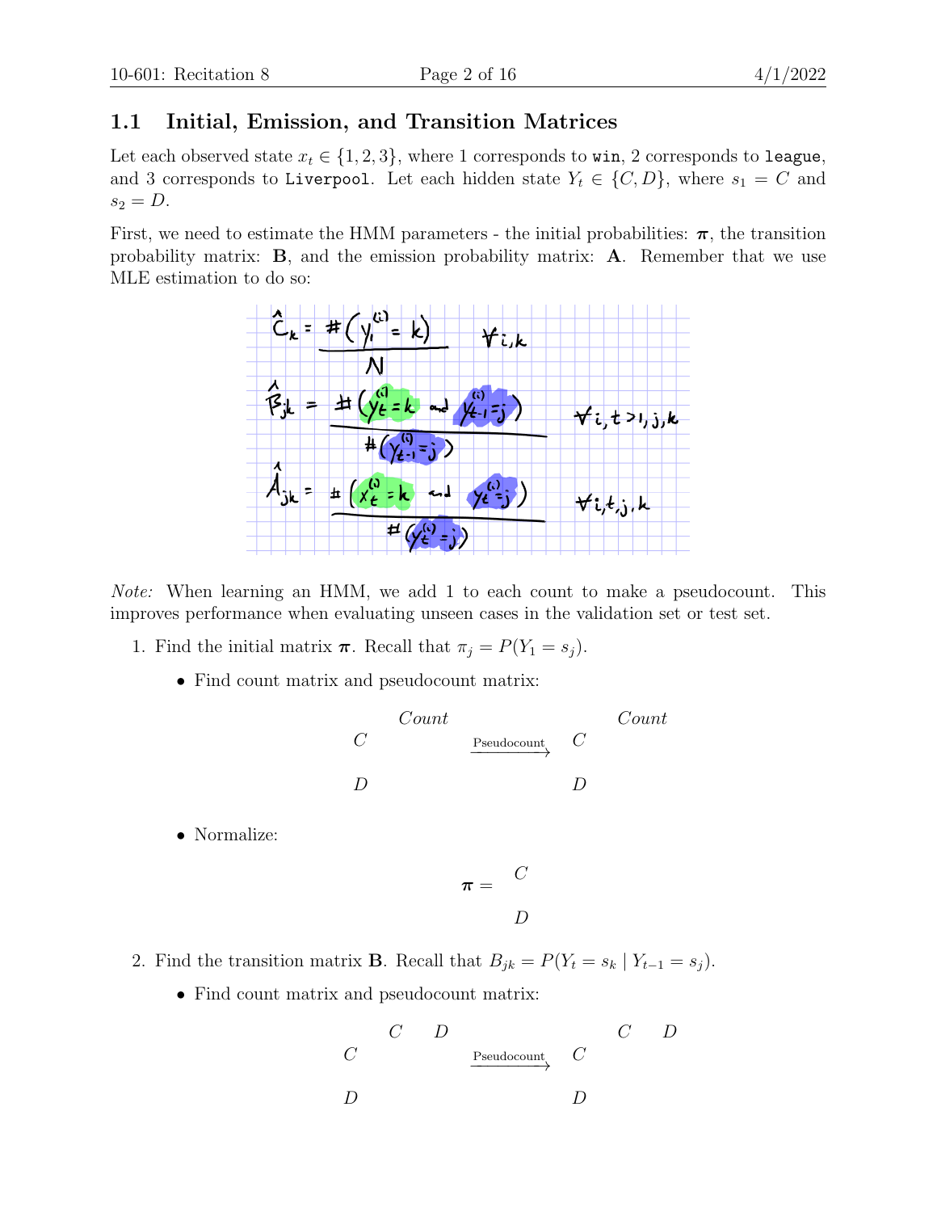### 1.1 Initial, Emission, and Transition Matrices

Let each observed state $x_t \in \{1, 2, 3\}$, where 1 corresponds to `win`, 2 corresponds to `league`, and 3 corresponds to `Liverpool`. Let each hidden state $Y_t \in \{C, D\}$, where $s_1 = C$ and $s_2 = D$.

First, we need to estimate the HMM parameters - the initial probabilities: $\boldsymbol{\pi}$, the transition probability matrix: $\mathbf{B}$, and the emission probability matrix: $\mathbf{A}$. Remember that we use MLE estimation to do so:

$$\hat{C}_k = \frac{\#(y_1^{(i)} = k)}{N} \quad \forall i, k$$

$$\hat{B}_{jk} = \frac{\#(y_t^{(i)} = k \text{ and } y_{t-1}^{(i)} = j)}{\#(y_{t-1}^{(i)} = j)} \quad \forall i, t > 1, j, k$$

$$\hat{A}_{jk} = \frac{\#(x_t^{(i)} = k \text{ and } y_t^{(i)} = j)}{\#(y_t^{(i)} = j)} \quad \forall i, t, j, k$$

*Note:* When learning an HMM, we add 1 to each count to make a pseudocount. This improves performance when evaluating unseen cases in the validation set or test set.

1. Find the initial matrix $\boldsymbol{\pi}$. Recall that $\pi_j = P(Y_1 = s_j)$.

   - Find count matrix and pseudocount matrix:

     | | *Count* |
     |---|---|
     | $C$ | |
     | $D$ | |

     $\xrightarrow{\text{Pseudocount}}$

     | | *Count* |
     |---|---|
     | $C$ | |
     | $D$ | |

   - Normalize:

     | $\boldsymbol{\pi} =$ | |
     |---|---|
     | $C$ | |
     | $D$ | |

2. Find the transition matrix $\mathbf{B}$. Recall that $B_{jk} = P(Y_t = s_k \mid Y_{t-1} = s_j)$.

   - Find count matrix and pseudocount matrix:

     | | $C$ | $D$ |
     |---|---|---|
     | $C$ | | |
     | $D$ | | |

     $\xrightarrow{\text{Pseudocount}}$

     | | $C$ | $D$ |
     |---|---|---|
     | $C$ | | |
     | $D$ | | |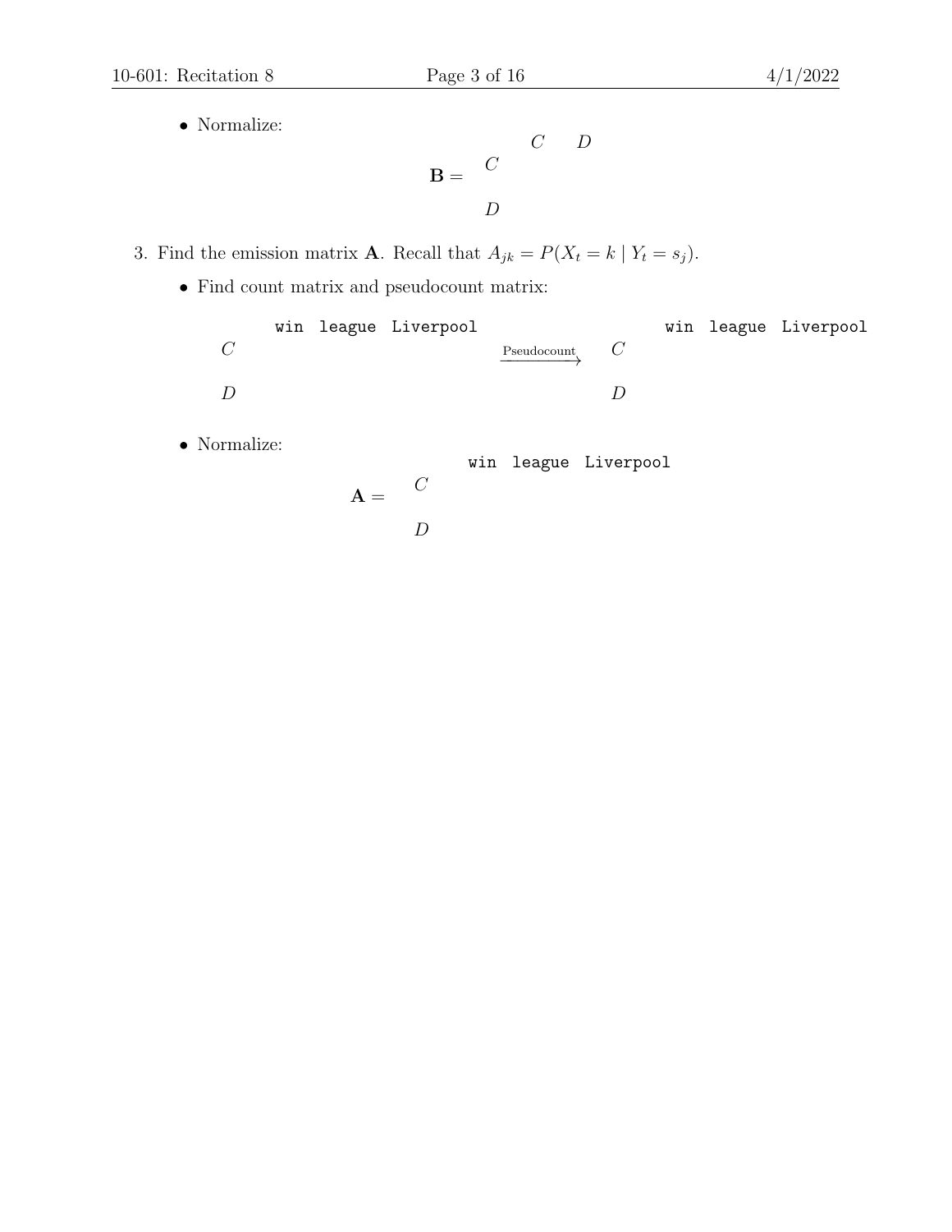- Normalize:

$$\mathbf{B} = \begin{array}{c|cc} & C & D \\ \hline C & & \\ D & & \end{array}$$

3. Find the emission matrix $\mathbf{A}$. Recall that $A_{jk} = P(X_t = k \mid Y_t = s_j)$.

   - Find count matrix and pseudocount matrix:

| | `win` | `league` | `Liverpool` |
|---|---|---|---|
| $C$ | | | |
| $D$ | | | |

$\xrightarrow{\text{Pseudocount}}$

| | `win` | `league` | `Liverpool` |
|---|---|---|---|
| $C$ | | | |
| $D$ | | | |

   - Normalize:

$\mathbf{A} =$

| | `win` | `league` | `Liverpool` |
|---|---|---|---|
| $C$ | | | |
| $D$ | | | |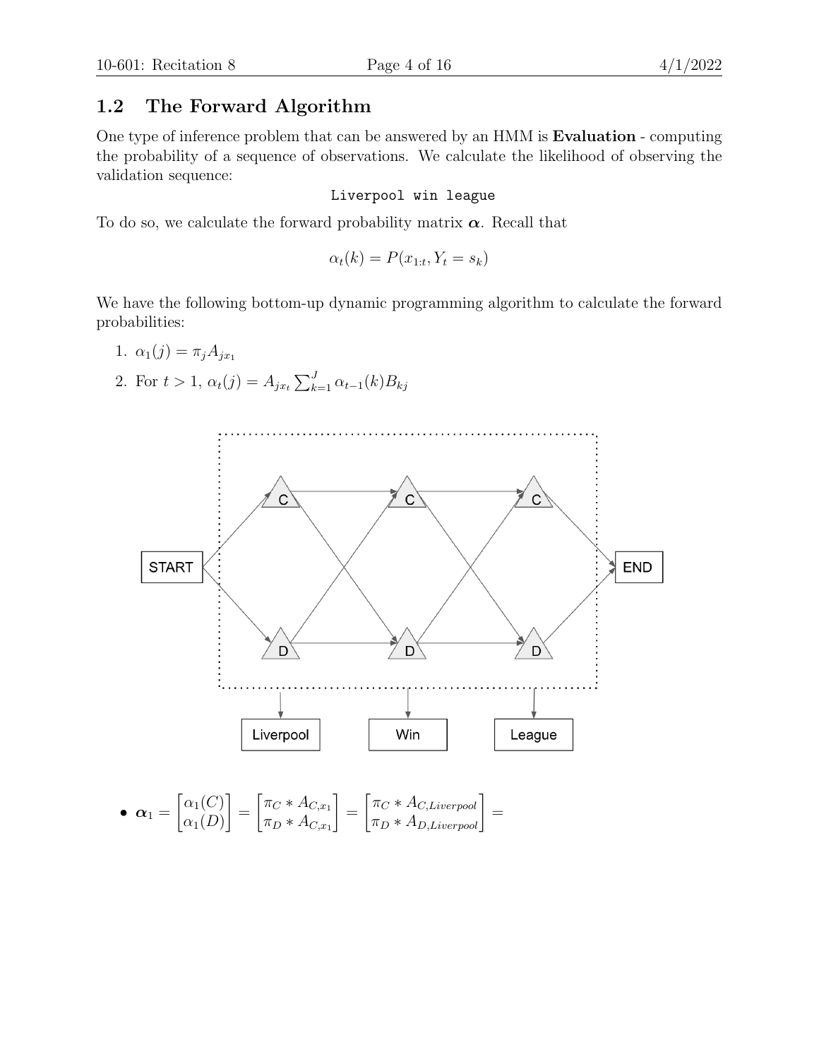## 1.2 The Forward Algorithm

One type of inference problem that can be answered by an HMM is **Evaluation** - computing the probability of a sequence of observations. We calculate the likelihood of observing the validation sequence:

```
Liverpool win league
```

To do so, we calculate the forward probability matrix $\boldsymbol{\alpha}$. Recall that

$$\alpha_t(k) = P(x_{1:t}, Y_t = s_k)$$

We have the following bottom-up dynamic programming algorithm to calculate the forward probabilities:

1. $\alpha_1(j) = \pi_j A_{jx_1}$
2. For $t > 1$, $\alpha_t(j) = A_{jx_t} \sum_{k=1}^{J} \alpha_{t-1}(k) B_{kj}$

- $\boldsymbol{\alpha}_1 = \begin{bmatrix} \alpha_1(C) \\ \alpha_1(D) \end{bmatrix} = \begin{bmatrix} \pi_C * A_{C,x_1} \\ \pi_D * A_{C,x_1} \end{bmatrix} = \begin{bmatrix} \pi_C * A_{C,Liverpool} \\ \pi_D * A_{D,Liverpool} \end{bmatrix} =$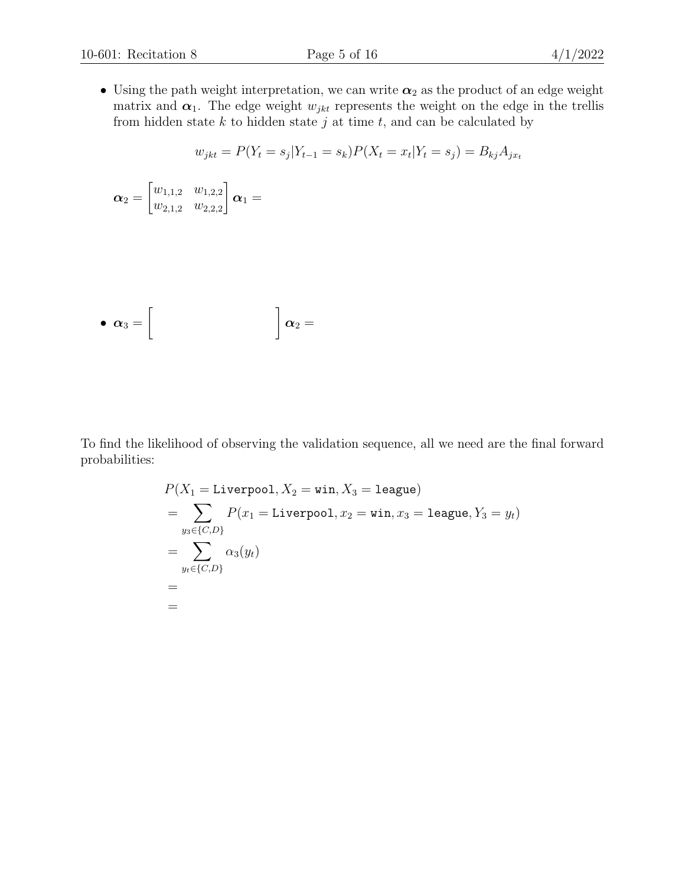- Using the path weight interpretation, we can write $\boldsymbol{\alpha}_2$ as the product of an edge weight matrix and $\boldsymbol{\alpha}_1$. The edge weight $w_{jkt}$ represents the weight on the edge in the trellis from hidden state $k$ to hidden state $j$ at time $t$, and can be calculated by

$$w_{jkt} = P(Y_t = s_j | Y_{t-1} = s_k) P(X_t = x_t | Y_t = s_j) = B_{kj} A_{jx_t}$$

$$\boldsymbol{\alpha}_2 = \begin{bmatrix} w_{1,1,2} & w_{1,2,2} \\ w_{2,1,2} & w_{2,2,2} \end{bmatrix} \boldsymbol{\alpha}_1 =$$

- $\boldsymbol{\alpha}_3 = \Big[ \qquad \qquad \qquad \Big] \boldsymbol{\alpha}_2 =$

To find the likelihood of observing the validation sequence, all we need are the final forward probabilities:

$$\begin{aligned}
&P(X_1 = \texttt{Liverpool}, X_2 = \texttt{win}, X_3 = \texttt{league}) \\
&= \sum_{y_3 \in \{C,D\}} P(x_1 = \texttt{Liverpool}, x_2 = \texttt{win}, x_3 = \texttt{league}, Y_3 = y_t) \\
&= \sum_{y_t \in \{C,D\}} \alpha_3(y_t) \\
&= \\
&=
\end{aligned}$$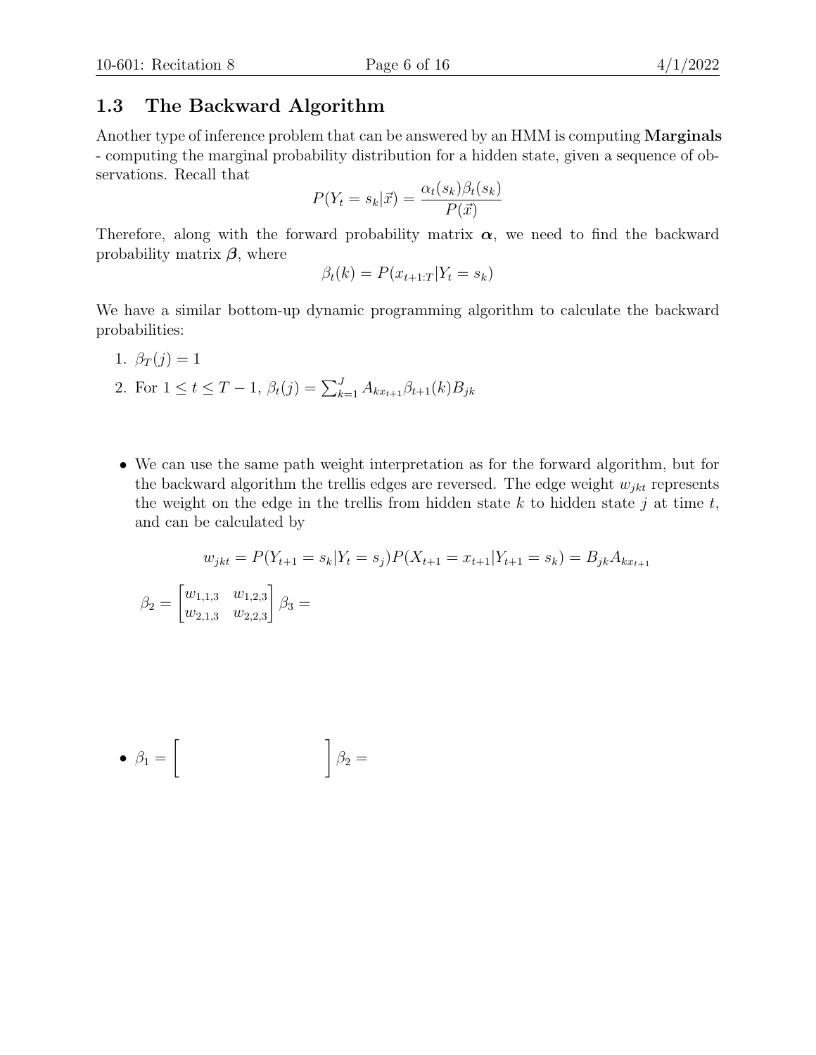## 1.3 The Backward Algorithm

Another type of inference problem that can be answered by an HMM is computing **Marginals** - computing the marginal probability distribution for a hidden state, given a sequence of observations. Recall that

$$P(Y_t = s_k | \vec{x}) = \frac{\alpha_t(s_k)\beta_t(s_k)}{P(\vec{x})}$$

Therefore, along with the forward probability matrix $\boldsymbol{\alpha}$, we need to find the backward probability matrix $\boldsymbol{\beta}$, where

$$\beta_t(k) = P(x_{t+1:T} | Y_t = s_k)$$

We have a similar bottom-up dynamic programming algorithm to calculate the backward probabilities:

1. $\beta_T(j) = 1$
2. For $1 \leq t \leq T-1$, $\beta_t(j) = \sum_{k=1}^{J} A_{kx_{t+1}} \beta_{t+1}(k) B_{jk}$

- We can use the same path weight interpretation as for the forward algorithm, but for the backward algorithm the trellis edges are reversed. The edge weight $w_{jkt}$ represents the weight on the edge in the trellis from hidden state $k$ to hidden state $j$ at time $t$, and can be calculated by

$$w_{jkt} = P(Y_{t+1} = s_k | Y_t = s_j) P(X_{t+1} = x_{t+1} | Y_{t+1} = s_k) = B_{jk} A_{kx_{t+1}}$$

$$\beta_2 = \begin{bmatrix} w_{1,1,3} & w_{1,2,3} \\ w_{2,1,3} & w_{2,2,3} \end{bmatrix} \beta_3 =$$

- $\beta_1 = \left[ \quad \right] \beta_2 =$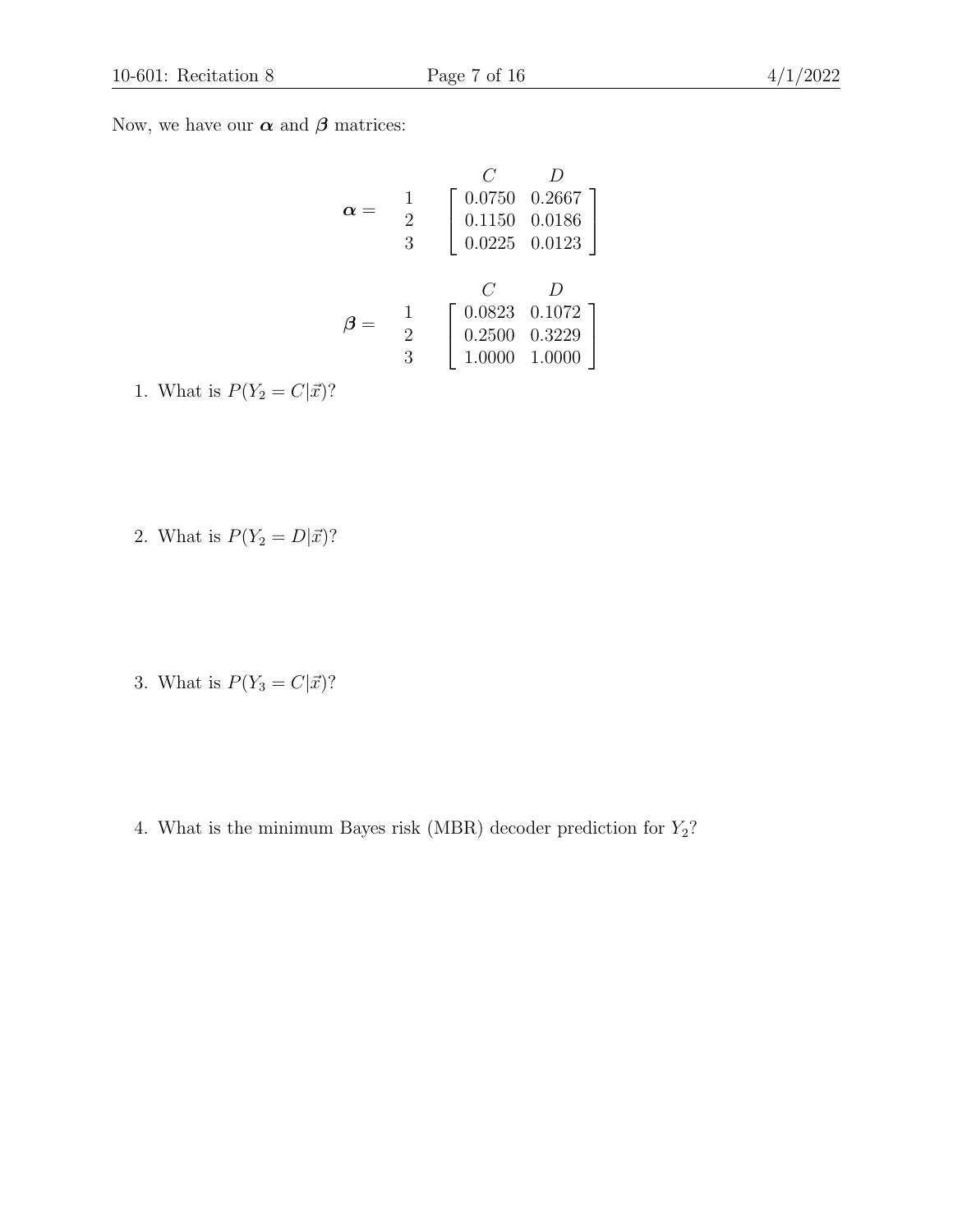Now, we have our $\boldsymbol{\alpha}$ and $\boldsymbol{\beta}$ matrices:

$$
\boldsymbol{\alpha} = \begin{array}{c} \\ 1 \\ 2 \\ 3 \end{array} \begin{array}{c} \begin{array}{cc} C & D \end{array} \\ \left[ \begin{array}{cc} 0.0750 & 0.2667 \\ 0.1150 & 0.0186 \\ 0.0225 & 0.0123 \end{array} \right] \end{array}
$$

$$
\boldsymbol{\beta} = \begin{array}{c} \\ 1 \\ 2 \\ 3 \end{array} \begin{array}{c} \begin{array}{cc} C & D \end{array} \\ \left[ \begin{array}{cc} 0.0823 & 0.1072 \\ 0.2500 & 0.3229 \\ 1.0000 & 1.0000 \end{array} \right] \end{array}
$$

1. What is $P(Y_2 = C|\vec{x})$?

2. What is $P(Y_2 = D|\vec{x})$?

3. What is $P(Y_3 = C|\vec{x})$?

4. What is the minimum Bayes risk (MBR) decoder prediction for $Y_2$?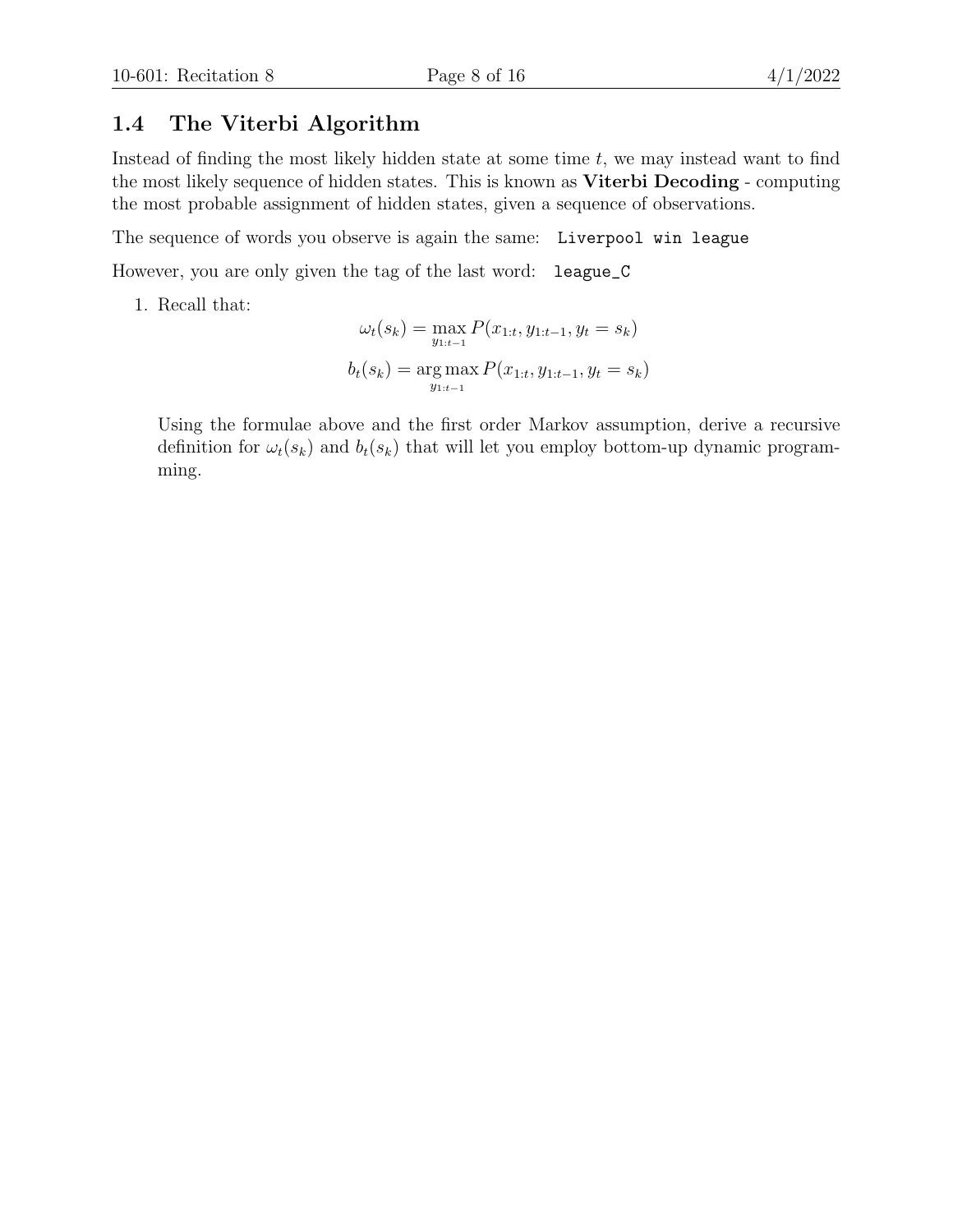## 1.4 The Viterbi Algorithm

Instead of finding the most likely hidden state at some time $t$, we may instead want to find the most likely sequence of hidden states. This is known as **Viterbi Decoding** - computing the most probable assignment of hidden states, given a sequence of observations.

The sequence of words you observe is again the same: `Liverpool win league`

However, you are only given the tag of the last word: `league_C`

1. Recall that:

$$\omega_t(s_k) = \max_{y_{1:t-1}} P(x_{1:t}, y_{1:t-1}, y_t = s_k)$$

$$b_t(s_k) = \operatorname*{arg\,max}_{y_{1:t-1}} P(x_{1:t}, y_{1:t-1}, y_t = s_k)$$

   Using the formulae above and the first order Markov assumption, derive a recursive definition for $\omega_t(s_k)$ and $b_t(s_k)$ that will let you employ bottom-up dynamic programming.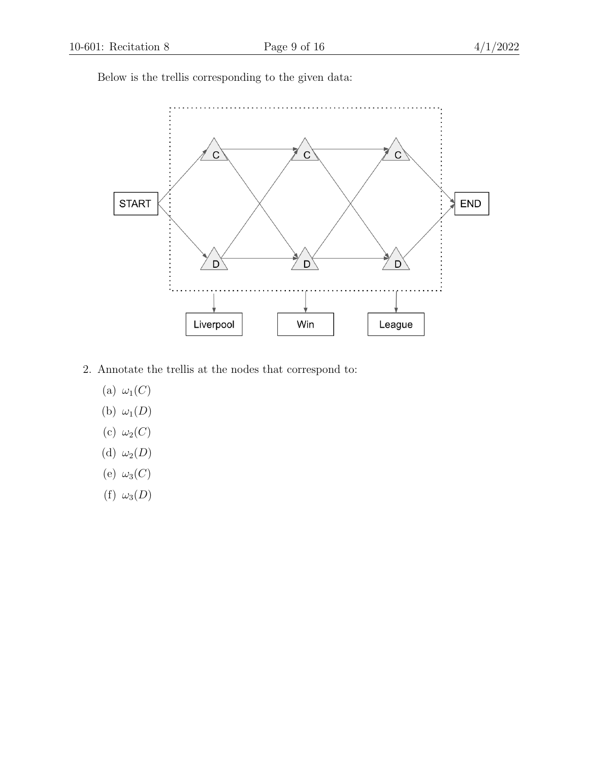Below is the trellis corresponding to the given data:

2. Annotate the trellis at the nodes that correspond to:

   (a) $\omega_1(C)$

   (b) $\omega_1(D)$

   (c) $\omega_2(C)$

   (d) $\omega_2(D)$

   (e) $\omega_3(C)$

   (f) $\omega_3(D)$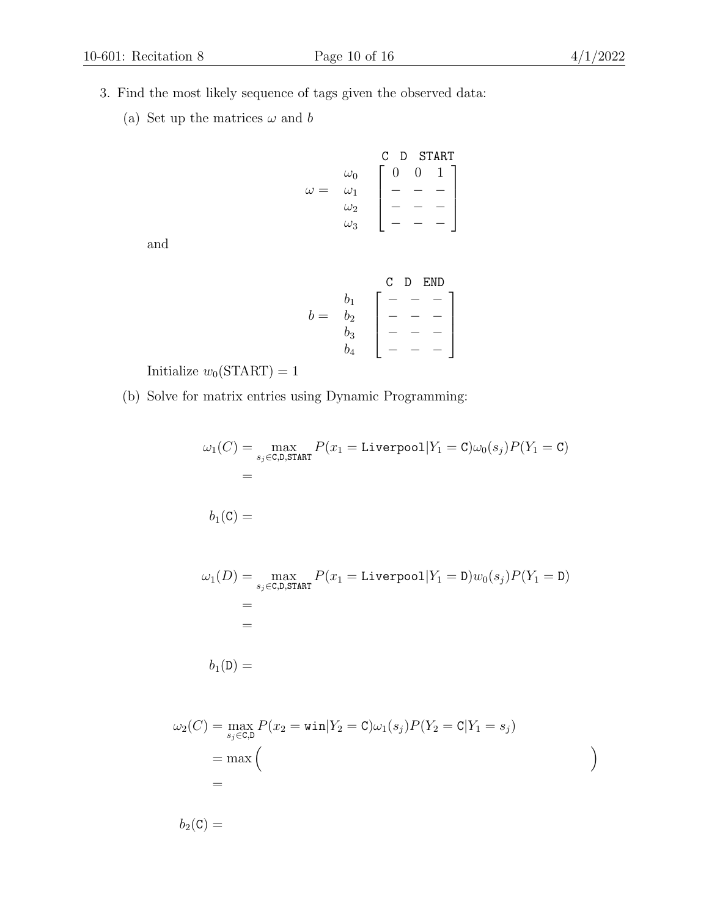3. Find the most likely sequence of tags given the observed data:

   (a) Set up the matrices $\omega$ and $b$

$$\omega = \begin{array}{c} \\ \omega_0 \\ \omega_1 \\ \omega_2 \\ \omega_3 \end{array} \begin{array}{c} \begin{array}{ccc} \texttt{C} & \texttt{D} & \texttt{START} \end{array} \\ \begin{bmatrix} 0 & 0 & 1 \\ - & - & - \\ - & - & - \\ - & - & - \end{bmatrix} \end{array}$$

   and

$$b = \begin{array}{c} \\ b_1 \\ b_2 \\ b_3 \\ b_4 \end{array} \begin{array}{c} \begin{array}{ccc} \texttt{C} & \texttt{D} & \texttt{END} \end{array} \\ \begin{bmatrix} - & - & - \\ - & - & - \\ - & - & - \\ - & - & - \end{bmatrix} \end{array}$$

   Initialize $w_0(\text{START}) = 1$

   (b) Solve for matrix entries using Dynamic Programming:

$$\omega_1(C) = \max_{s_j \in \texttt{C},\texttt{D},\texttt{START}} P(x_1 = \texttt{Liverpool} | Y_1 = \texttt{C}) \omega_0(s_j) P(Y_1 = \texttt{C})$$
$$=$$

$$b_1(\texttt{C}) =$$

$$\omega_1(D) = \max_{s_j \in \texttt{C},\texttt{D},\texttt{START}} P(x_1 = \texttt{Liverpool} | Y_1 = \texttt{D}) w_0(s_j) P(Y_1 = \texttt{D})$$
$$=$$
$$=$$

$$b_1(\texttt{D}) =$$

$$\omega_2(C) = \max_{s_j \in \texttt{C},\texttt{D}} P(x_2 = \texttt{win} | Y_2 = \texttt{C}) \omega_1(s_j) P(Y_2 = \texttt{C} | Y_1 = s_j)$$
$$= \max \Big( \qquad \Big)$$
$$=$$

$$b_2(\texttt{C}) =$$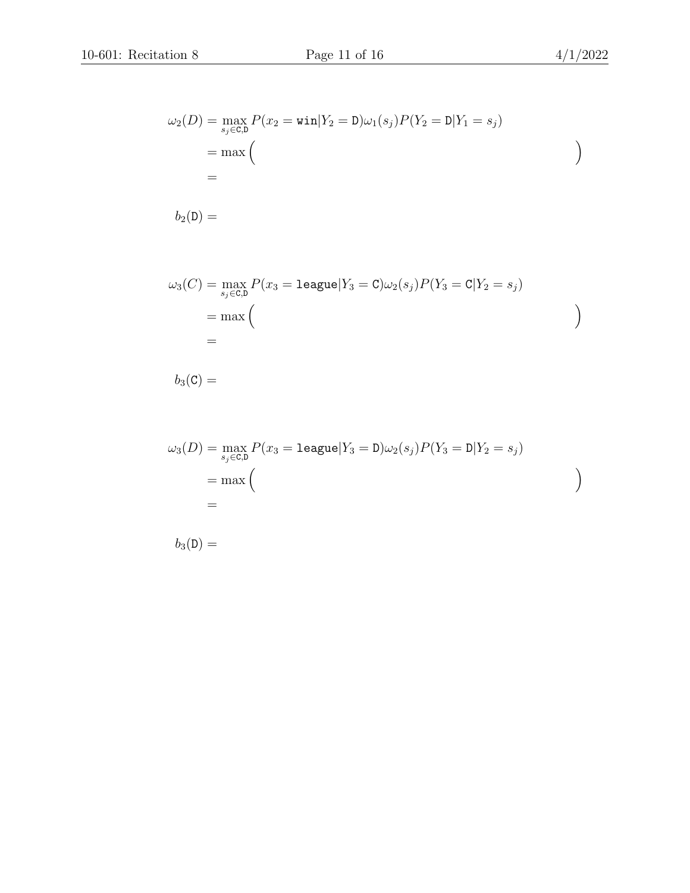$$
\begin{aligned}
\omega_2(D) &= \max_{s_j \in \texttt{C},\texttt{D}} P(x_2 = \texttt{win} | Y_2 = \texttt{D}) \omega_1(s_j) P(Y_2 = \texttt{D} | Y_1 = s_j) \\
&= \max \Big( \qquad\qquad\qquad\qquad\qquad\qquad\qquad\qquad\qquad\qquad \Big) \\
&=
\end{aligned}
$$

$b_2(\texttt{D}) =$

$$
\begin{aligned}
\omega_3(C) &= \max_{s_j \in \texttt{C},\texttt{D}} P(x_3 = \texttt{league} | Y_3 = \texttt{C}) \omega_2(s_j) P(Y_3 = \texttt{C} | Y_2 = s_j) \\
&= \max \Big( \qquad\qquad\qquad\qquad\qquad\qquad\qquad\qquad\qquad\qquad \Big) \\
&=
\end{aligned}
$$

$b_3(\texttt{C}) =$

$$
\begin{aligned}
\omega_3(D) &= \max_{s_j \in \texttt{C},\texttt{D}} P(x_3 = \texttt{league} | Y_3 = \texttt{D}) \omega_2(s_j) P(Y_3 = \texttt{D} | Y_2 = s_j) \\
&= \max \Big( \qquad\qquad\qquad\qquad\qquad\qquad\qquad\qquad\qquad\qquad \Big) \\
&=
\end{aligned}
$$

$b_3(\texttt{D}) =$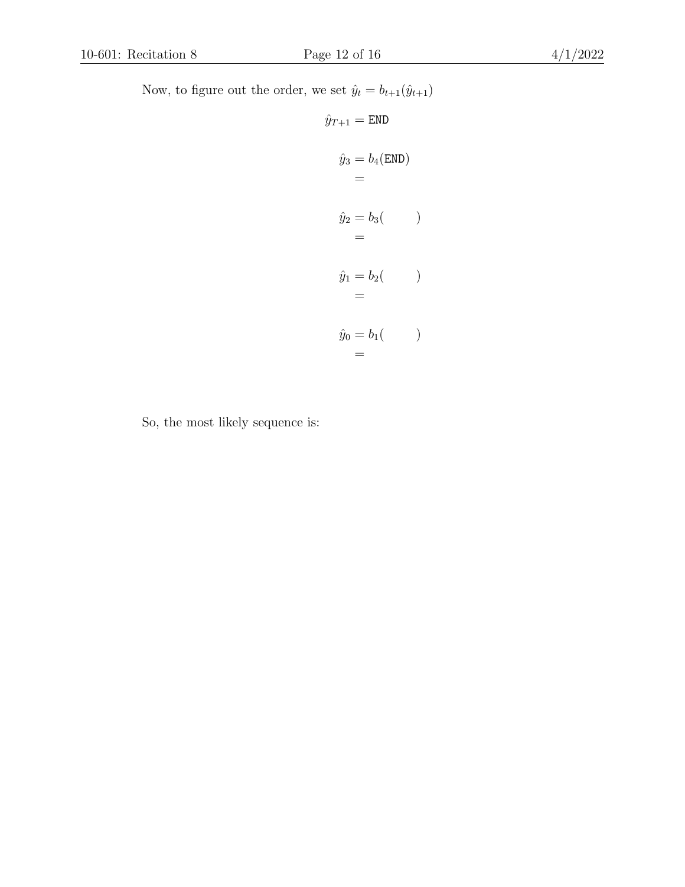Now, to figure out the order, we set $\hat{y}_t = b_{t+1}(\hat{y}_{t+1})$

$$\hat{y}_{T+1} = \texttt{END}$$

$$\hat{y}_3 = b_4(\texttt{END})$$
$$=$$

$$\hat{y}_2 = b_3(\qquad)$$
$$=$$

$$\hat{y}_1 = b_2(\qquad)$$
$$=$$

$$\hat{y}_0 = b_1(\qquad)$$
$$=$$

So, the most likely sequence is: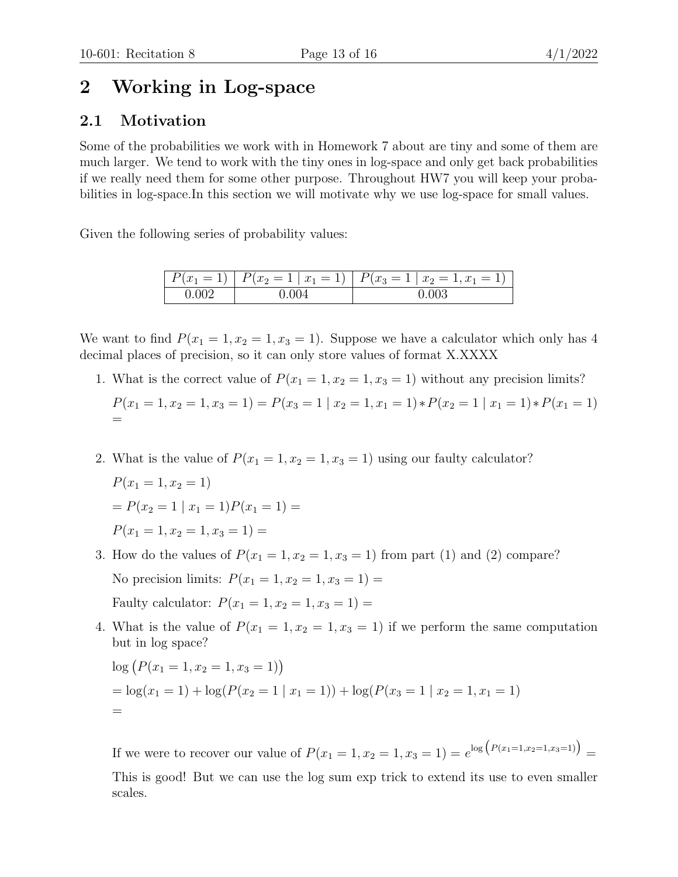# 2 Working in Log-space

## 2.1 Motivation

Some of the probabilities we work with in Homework 7 about are tiny and some of them are much larger. We tend to work with the tiny ones in log-space and only get back probabilities if we really need them for some other purpose. Throughout HW7 you will keep your probabilities in log-space.In this section we will motivate why we use log-space for small values.

Given the following series of probability values:

| $P(x_1 = 1)$ | $P(x_2 = 1 \mid x_1 = 1)$ | $P(x_3 = 1 \mid x_2 = 1, x_1 = 1)$ |
|---|---|---|
| 0.002 | 0.004 | 0.003 |

We want to find $P(x_1 = 1, x_2 = 1, x_3 = 1)$. Suppose we have a calculator which only has 4 decimal places of precision, so it can only store values of format X.XXXX

1. What is the correct value of $P(x_1 = 1, x_2 = 1, x_3 = 1)$ without any precision limits?

   $P(x_1 = 1, x_2 = 1, x_3 = 1) = P(x_3 = 1 \mid x_2 = 1, x_1 = 1) * P(x_2 = 1 \mid x_1 = 1) * P(x_1 = 1)$
   $=$

2. What is the value of $P(x_1 = 1, x_2 = 1, x_3 = 1)$ using our faulty calculator?

   $P(x_1 = 1, x_2 = 1)$

   $= P(x_2 = 1 \mid x_1 = 1)P(x_1 = 1) =$

   $P(x_1 = 1, x_2 = 1, x_3 = 1) =$

3. How do the values of $P(x_1 = 1, x_2 = 1, x_3 = 1)$ from part (1) and (2) compare?

   No precision limits: $P(x_1 = 1, x_2 = 1, x_3 = 1) =$

   Faulty calculator: $P(x_1 = 1, x_2 = 1, x_3 = 1) =$

4. What is the value of $P(x_1 = 1, x_2 = 1, x_3 = 1)$ if we perform the same computation but in log space?

   $\log\big(P(x_1 = 1, x_2 = 1, x_3 = 1)\big)$

   $= \log(x_1 = 1) + \log(P(x_2 = 1 \mid x_1 = 1)) + \log(P(x_3 = 1 \mid x_2 = 1, x_1 = 1)$

   $=$

   If we were to recover our value of $P(x_1 = 1, x_2 = 1, x_3 = 1) = e^{\log\big(P(x_1=1,x_2=1,x_3=1)\big)} =$

   This is good! But we can use the log sum exp trick to extend its use to even smaller scales.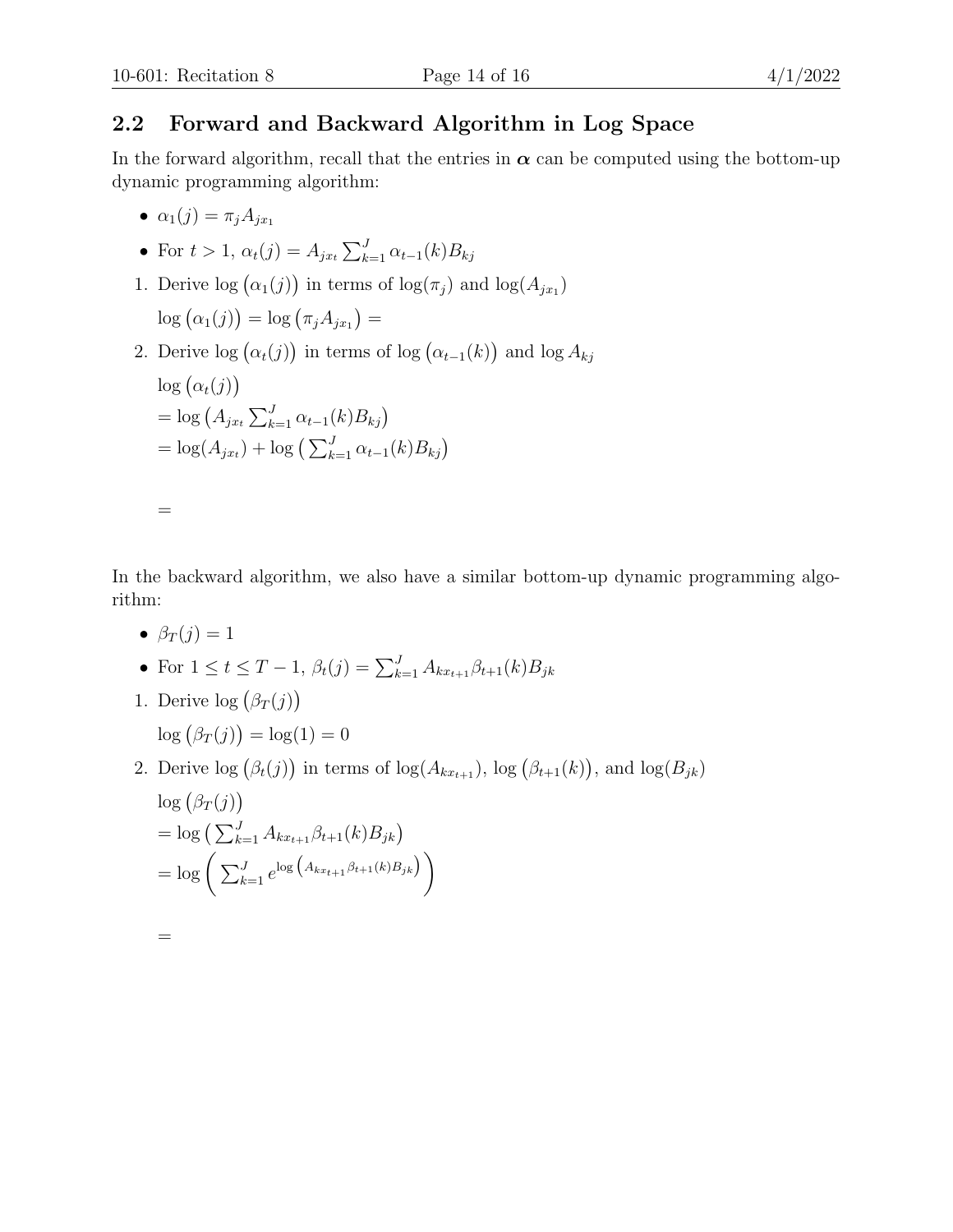## 2.2 Forward and Backward Algorithm in Log Space

In the forward algorithm, recall that the entries in $\boldsymbol{\alpha}$ can be computed using the bottom-up dynamic programming algorithm:

- $\alpha_1(j) = \pi_j A_{jx_1}$
- For $t > 1$, $\alpha_t(j) = A_{jx_t} \sum_{k=1}^{J} \alpha_{t-1}(k) B_{kj}$

1. Derive $\log\big(\alpha_1(j)\big)$ in terms of $\log(\pi_j)$ and $\log(A_{jx_1})$

   $\log\big(\alpha_1(j)\big) = \log\big(\pi_j A_{jx_1}\big) =$

2. Derive $\log\big(\alpha_t(j)\big)$ in terms of $\log\big(\alpha_{t-1}(k)\big)$ and $\log A_{kj}$

   $\log\big(\alpha_t(j)\big)$
   
   $= \log\big(A_{jx_t} \sum_{k=1}^{J} \alpha_{t-1}(k) B_{kj}\big)$
   
   $= \log(A_{jx_t}) + \log\big(\sum_{k=1}^{J} \alpha_{t-1}(k) B_{kj}\big)$

   $=$

In the backward algorithm, we also have a similar bottom-up dynamic programming algorithm:

- $\beta_T(j) = 1$
- For $1 \leq t \leq T-1$, $\beta_t(j) = \sum_{k=1}^{J} A_{kx_{t+1}} \beta_{t+1}(k) B_{jk}$

1. Derive $\log\big(\beta_T(j)\big)$

   $\log\big(\beta_T(j)\big) = \log(1) = 0$

2. Derive $\log\big(\beta_t(j)\big)$ in terms of $\log(A_{kx_{t+1}})$, $\log\big(\beta_{t+1}(k)\big)$, and $\log(B_{jk})$

   $\log\big(\beta_T(j)\big)$
   
   $= \log\big(\sum_{k=1}^{J} A_{kx_{t+1}} \beta_{t+1}(k) B_{jk}\big)$
   
   $= \log\bigg(\sum_{k=1}^{J} e^{\log\big(A_{kx_{t+1}} \beta_{t+1}(k) B_{jk}\big)}\bigg)$

   $=$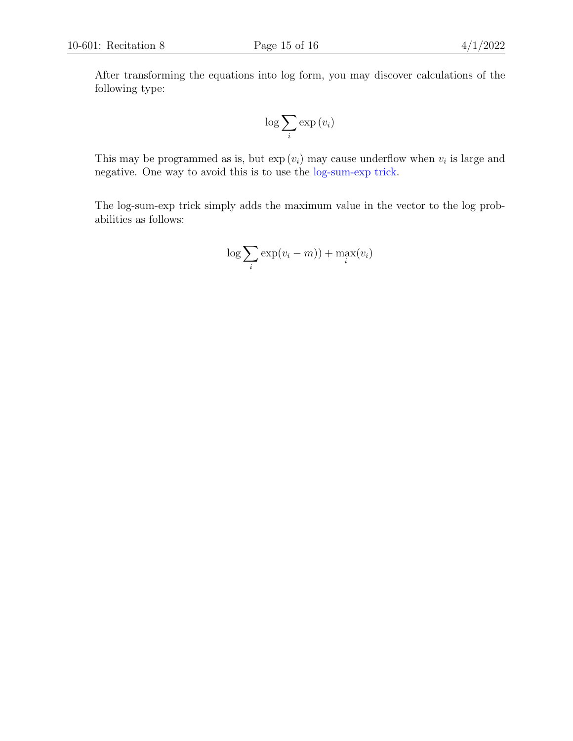After transforming the equations into log form, you may discover calculations of the following type:

$$\log \sum_i \exp(v_i)$$

This may be programmed as is, but $\exp(v_i)$ may cause underflow when $v_i$ is large and negative. One way to avoid this is to use the log-sum-exp trick.

The log-sum-exp trick simply adds the maximum value in the vector to the log probabilities as follows:

$$\log \sum_i \exp(v_i - m)) + \max_i(v_i)$$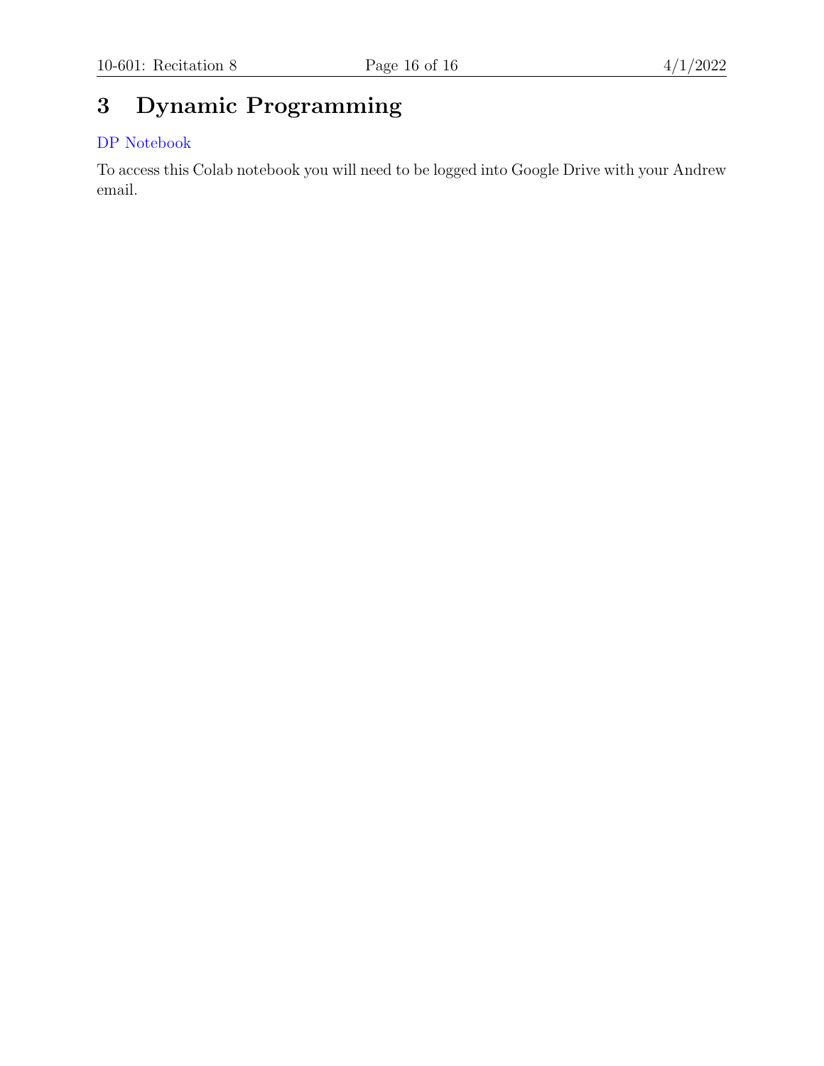# 3 Dynamic Programming

DP Notebook

To access this Colab notebook you will need to be logged into Google Drive with your Andrew email.